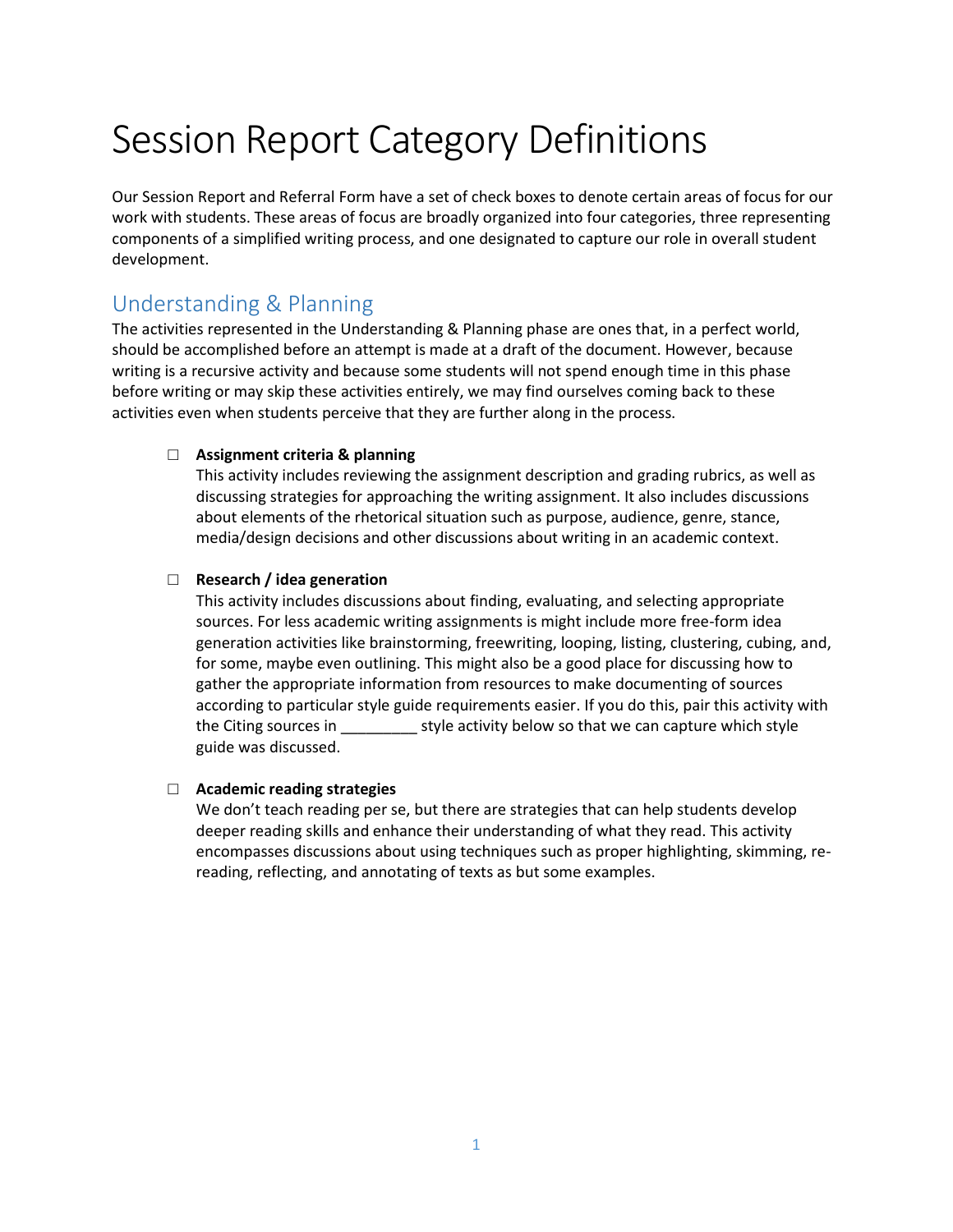# Session Report Category Definitions

Our Session Report and Referral Form have a set of check boxes to denote certain areas of focus for our work with students. These areas of focus are broadly organized into four categories, three representing components of a simplified writing process, and one designated to capture our role in overall student development.

## Understanding & Planning

The activities represented in the Understanding & Planning phase are ones that, in a perfect world, should be accomplished before an attempt is made at a draft of the document. However, because writing is a recursive activity and because some students will not spend enough time in this phase before writing or may skip these activities entirely, we may find ourselves coming back to these activities even when students perceive that they are further along in the process.

- ☐ **Assignment criteria & planning**
  This activity includes reviewing the assignment description and grading rubrics, as well as discussing strategies for approaching the writing assignment. It also includes discussions about elements of the rhetorical situation such as purpose, audience, genre, stance, media/design decisions and other discussions about writing in an academic context.

- ☐ **Research / idea generation**
  This activity includes discussions about finding, evaluating, and selecting appropriate sources. For less academic writing assignments is might include more free-form idea generation activities like brainstorming, freewriting, looping, listing, clustering, cubing, and, for some, maybe even outlining. This might also be a good place for discussing how to gather the appropriate information from resources to make documenting of sources according to particular style guide requirements easier. If you do this, pair this activity with the Citing sources in _________ style activity below so that we can capture which style guide was discussed.

- ☐ **Academic reading strategies**
  We don't teach reading per se, but there are strategies that can help students develop deeper reading skills and enhance their understanding of what they read. This activity encompasses discussions about using techniques such as proper highlighting, skimming, re-reading, reflecting, and annotating of texts as but some examples.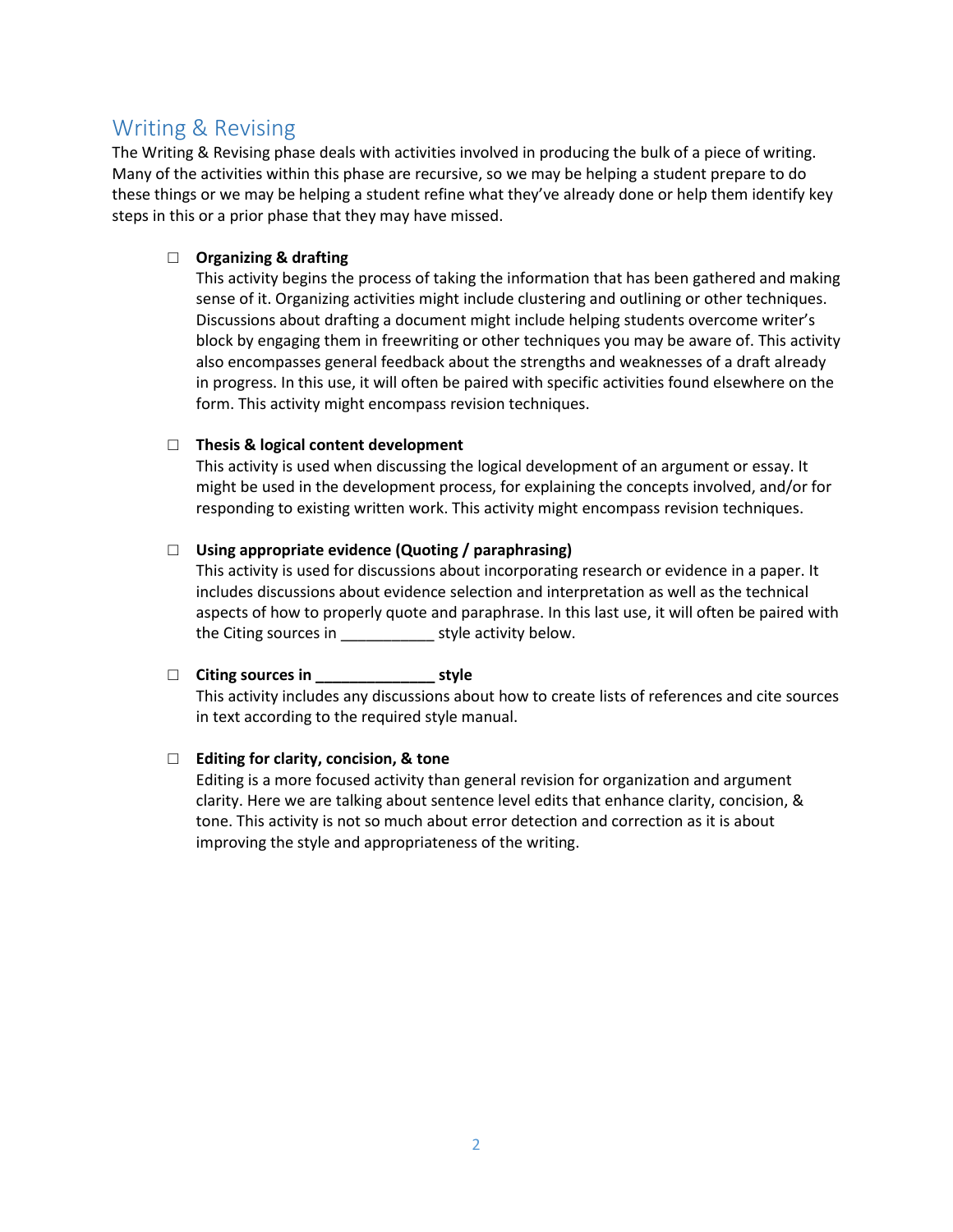## Writing & Revising

The Writing & Revising phase deals with activities involved in producing the bulk of a piece of writing. Many of the activities within this phase are recursive, so we may be helping a student prepare to do these things or we may be helping a student refine what they've already done or help them identify key steps in this or a prior phase that they may have missed.

- ☐ **Organizing & drafting**
  This activity begins the process of taking the information that has been gathered and making sense of it. Organizing activities might include clustering and outlining or other techniques. Discussions about drafting a document might include helping students overcome writer's block by engaging them in freewriting or other techniques you may be aware of. This activity also encompasses general feedback about the strengths and weaknesses of a draft already in progress. In this use, it will often be paired with specific activities found elsewhere on the form. This activity might encompass revision techniques.

- ☐ **Thesis & logical content development**
  This activity is used when discussing the logical development of an argument or essay. It might be used in the development process, for explaining the concepts involved, and/or for responding to existing written work. This activity might encompass revision techniques.

- ☐ **Using appropriate evidence (Quoting / paraphrasing)**
  This activity is used for discussions about incorporating research or evidence in a paper. It includes discussions about evidence selection and interpretation as well as the technical aspects of how to properly quote and paraphrase. In this last use, it will often be paired with the Citing sources in ___________ style activity below.

- ☐ **Citing sources in ______________ style**
  This activity includes any discussions about how to create lists of references and cite sources in text according to the required style manual.

- ☐ **Editing for clarity, concision, & tone**
  Editing is a more focused activity than general revision for organization and argument clarity. Here we are talking about sentence level edits that enhance clarity, concision, & tone. This activity is not so much about error detection and correction as it is about improving the style and appropriateness of the writing.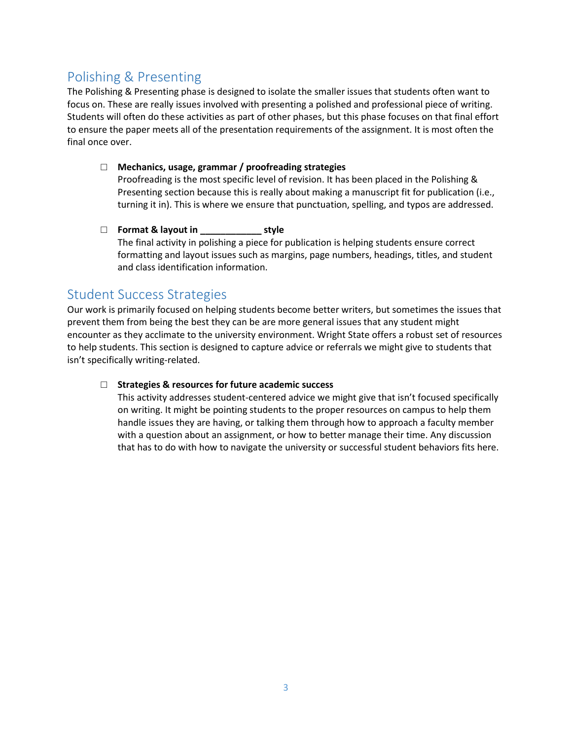## Polishing & Presenting

The Polishing & Presenting phase is designed to isolate the smaller issues that students often want to focus on. These are really issues involved with presenting a polished and professional piece of writing. Students will often do these activities as part of other phases, but this phase focuses on that final effort to ensure the paper meets all of the presentation requirements of the assignment. It is most often the final once over.

- ☐ **Mechanics, usage, grammar / proofreading strategies**
  Proofreading is the most specific level of revision. It has been placed in the Polishing & Presenting section because this is really about making a manuscript fit for publication (i.e., turning it in). This is where we ensure that punctuation, spelling, and typos are addressed.

- ☐ **Format & layout in ____________ style**
  The final activity in polishing a piece for publication is helping students ensure correct formatting and layout issues such as margins, page numbers, headings, titles, and student and class identification information.

## Student Success Strategies

Our work is primarily focused on helping students become better writers, but sometimes the issues that prevent them from being the best they can be are more general issues that any student might encounter as they acclimate to the university environment. Wright State offers a robust set of resources to help students. This section is designed to capture advice or referrals we might give to students that isn't specifically writing-related.

- ☐ **Strategies & resources for future academic success**
  This activity addresses student-centered advice we might give that isn't focused specifically on writing. It might be pointing students to the proper resources on campus to help them handle issues they are having, or talking them through how to approach a faculty member with a question about an assignment, or how to better manage their time. Any discussion that has to do with how to navigate the university or successful student behaviors fits here.